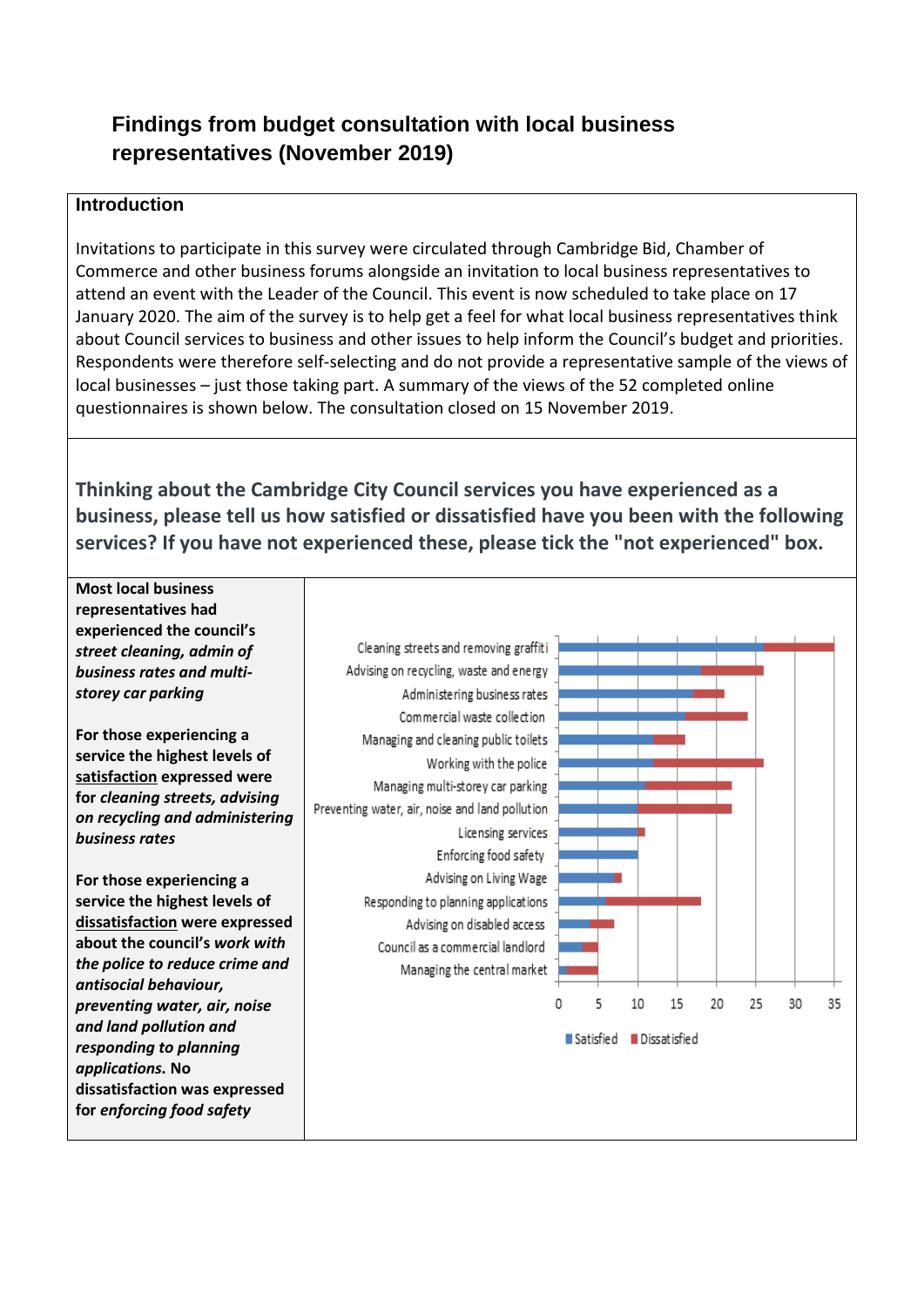# Findings from budget consultation with local business representatives (November 2019)

## Introduction

Invitations to participate in this survey were circulated through Cambridge Bid, Chamber of Commerce and other business forums alongside an invitation to local business representatives to attend an event with the Leader of the Council. This event is now scheduled to take place on 17 January 2020. The aim of the survey is to help get a feel for what local business representatives think about Council services to business and other issues to help inform the Council's budget and priorities. Respondents were therefore self-selecting and do not provide a representative sample of the views of local businesses – just those taking part. A summary of the views of the 52 completed online questionnaires is shown below. The consultation closed on 15 November 2019.

## Thinking about the Cambridge City Council services you have experienced as a business, please tell us how satisfied or dissatisfied have you been with the following services? If you have not experienced these, please tick the "not experienced" box.

**Most local business representatives had experienced the council's *street cleaning, admin of business rates and multi-storey car parking***

**For those experiencing a service the highest levels of <u>satisfaction</u> expressed were for *cleaning streets, advising on recycling and administering business rates***

**For those experiencing a service the highest levels of <u>dissatisfaction</u> were expressed about the council's *work with the police to reduce crime and antisocial behaviour, preventing water, air, noise and land pollution and responding to planning applications.* No dissatisfaction was expressed for *enforcing food safety***

Chart legend: Satisfied, Dissatisfied. Axis: 0–35.

| Service | Satisfied | Dissatisfied |
|---|---|---|
| Cleaning streets and removing graffiti | 26 | 9 |
| Advising on recycling, waste and energy | 18 | 8 |
| Administering business rates | 17 | 4 |
| Commercial waste collection | 16 | 8 |
| Managing and cleaning public toilets | 12 | 4 |
| Working with the police | 12 | 14 |
| Managing multi-storey car parking | 11 | 11 |
| Preventing water, air, noise and land pollution | 10 | 12 |
| Licensing services | 10 | 1 |
| Enforcing food safety | 10 | 0 |
| Advising on Living Wage | 7 | 1 |
| Responding to planning applications | 6 | 12 |
| Advising on disabled access | 4 | 3 |
| Council as a commercial landlord | 3 | 2 |
| Managing the central market | 1 | 4 |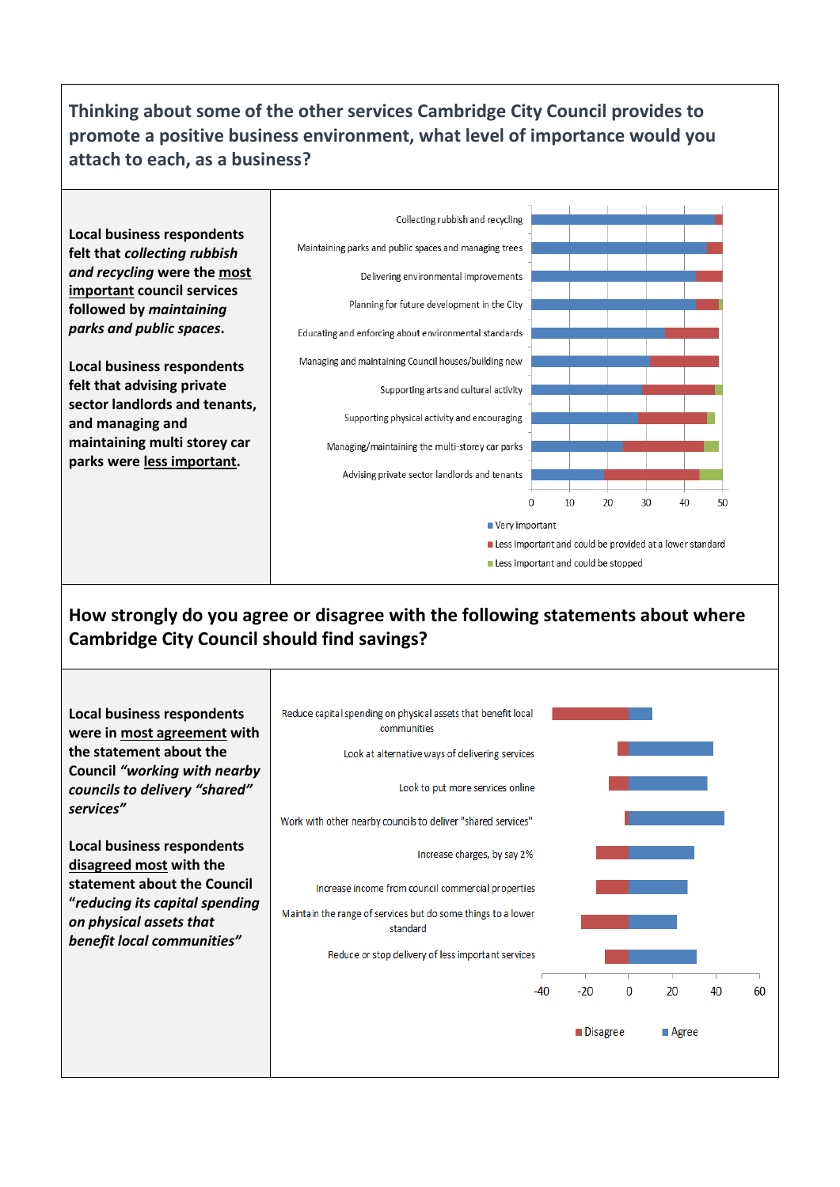## Thinking about some of the other services Cambridge City Council provides to promote a positive business environment, what level of importance would you attach to each, as a business?

Local business respondents felt that ***collecting rubbish and recycling*** were the <u>most important</u> council services followed by ***maintaining parks and public spaces***.

**Local business respondents felt that advising private sector landlords and tenants, and managing and maintaining multi storey car parks were <u>less important</u>.**

Collecting rubbish and recycling
Maintaining parks and public spaces and managing trees
Delivering environmental improvements
Planning for future development in the City
Educating and enforcing about environmental standards
Managing and maintaining Council houses/building new
Supporting arts and cultural activity
Supporting physical activity and encouraging
Managing/maintaining the multi-storey car parks
Advising private sector landlords and tenants

0 10 20 30 40 50

■ Very important
■ Less important and could be provided at a lower standard
■ Less important and could be stopped

## How strongly do you agree or disagree with the following statements about where Cambridge City Council should find savings?

**Local business respondents were in <u>most agreement</u> with the statement about the Council *"working with nearby councils to delivery "shared" services"***

**Local business respondents <u>disagreed most</u> with the statement about the Council *"reducing its capital spending on physical assets that benefit local communities"***

Reduce capital spending on physical assets that benefit local communities
Look at alternative ways of delivering services
Look to put more services online
Work with other nearby councils to deliver "shared services"
Increase charges, by say 2%
Increase income from council commercial properties
Maintain the range of services but do some things to a lower standard
Reduce or stop delivery of less important services

-40 -20 0 20 40 60

■ Disagree ■ Agree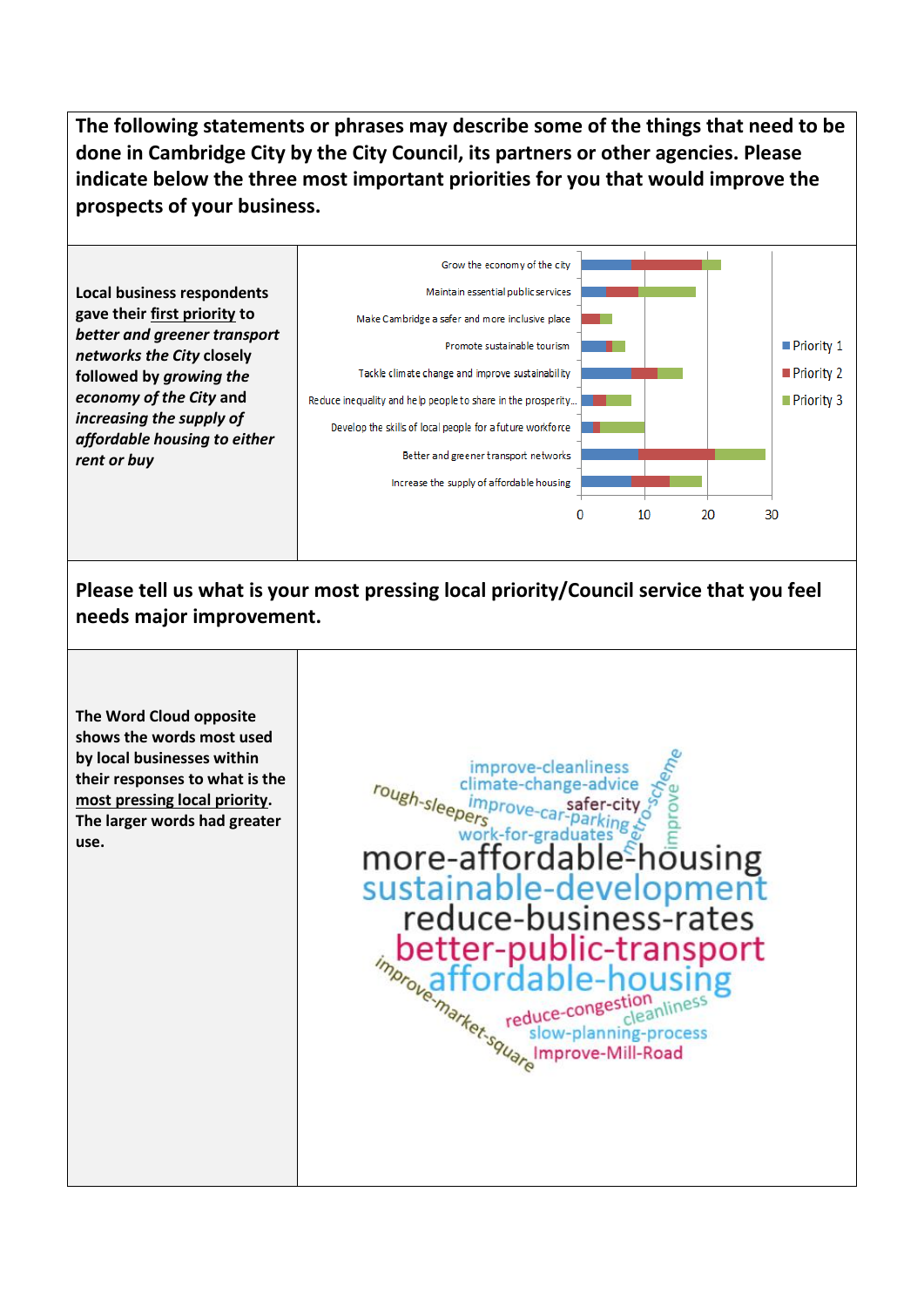**The following statements or phrases may describe some of the things that need to be done in Cambridge City by the City Council, its partners or other agencies. Please indicate below the three most important priorities for you that would improve the prospects of your business.**

**Local business respondents gave their <u>first priority</u> to *better and greener transport networks the City* closely followed by *growing the economy of the City* and *increasing the supply of affordable housing to either rent or buy***

Grow the economy of the city
Maintain essential public services
Make Cambridge a safer and more inclusive place
Promote sustainable tourism
Tackle climate change and improve sustainability
Reduce inequality and help people to share in the prosperity...
Develop the skills of local people for a future workforce
Better and greener transport networks
Increase the supply of affordable housing

0 10 20 30

Priority 1
Priority 2
Priority 3

**Please tell us what is your most pressing local priority/Council service that you feel needs major improvement.**

**The Word Cloud opposite shows the words most used by local businesses within their responses to what is the <u>most pressing local priority</u>. The larger words had greater use.**

improve-cleanliness
climate-change-advice
rough-sleepers
improve-car-parking
safer-city
metro-scheme
improve
work-for-graduates
more-affordable-housing
sustainable-development
reduce-business-rates
better-public-transport
affordable-housing
improve-market-square
reduce-congestion
cleanliness
slow-planning-process
Improve-Mill-Road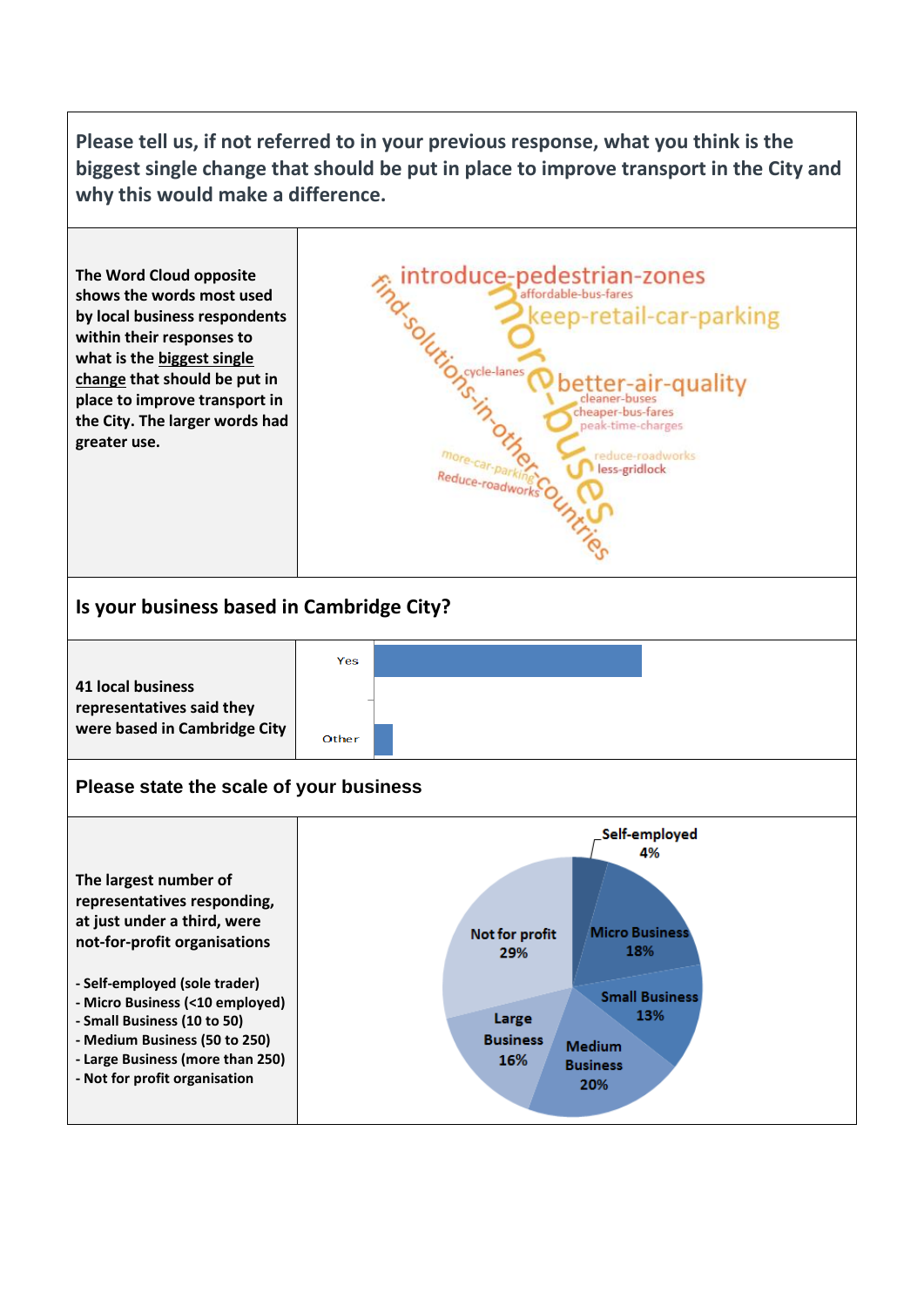**Please tell us, if not referred to in your previous response, what you think is the biggest single change that should be put in place to improve transport in the City and why this would make a difference.**

**The Word Cloud opposite shows the words most used by local business respondents within their responses to what is the biggest single change that should be put in place to improve transport in the City. The larger words had greater use.**

introduce-pedestrian-zones
affordable-bus-fares
keep-retail-car-parking
more-buses
find-solutions-in-other-countries
cycle-lanes
better-air-quality
cleaner-buses
cheaper-bus-fares
peak-time-charges
reduce-roadworks
less-gridlock
more-car-parking
Reduce-roadworks

## Is your business based in Cambridge City?

**41 local business representatives said they were based in Cambridge City**

Yes
Other

## Please state the scale of your business

**The largest number of representatives responding, at just under a third, were not-for-profit organisations**

- **Self-employed (sole trader)**
- **Micro Business (<10 employed)**
- **Small Business (10 to 50)**
- **Medium Business (50 to 250)**
- **Large Business (more than 250)**
- **Not for profit organisation**

Self-employed 4%
Micro Business 18%
Small Business 13%
Medium Business 20%
Large Business 16%
Not for profit 29%